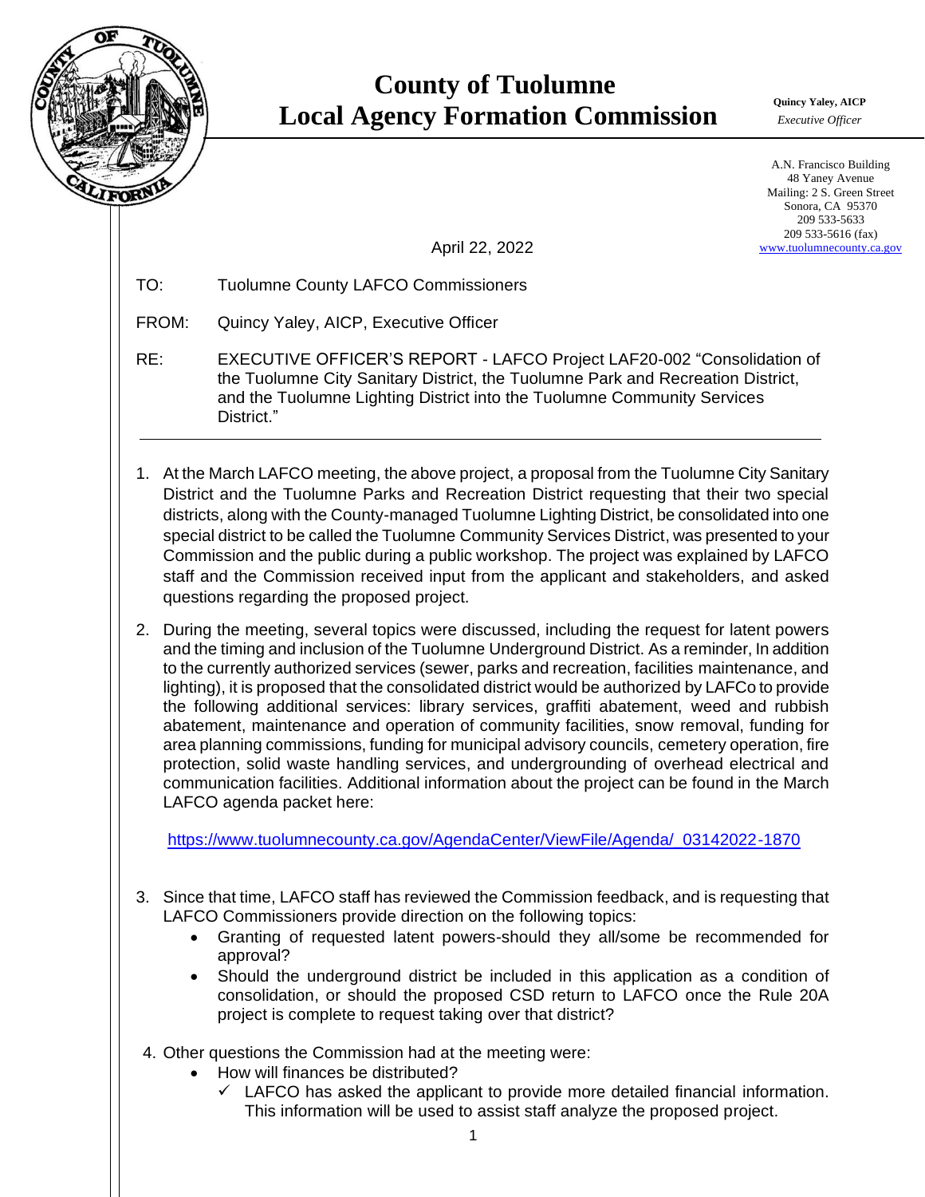# County of Tuolumne
# Local Agency Formation Commission

**Quincy Yaley, AICP**
*Executive Officer*

A.N. Francisco Building
48 Yaney Avenue
Mailing: 2 S. Green Street
Sonora, CA 95370
209 533-5633
209 533-5616 (fax)
www.tuolumnecounty.ca.gov

April 22, 2022

TO: Tuolumne County LAFCO Commissioners

FROM: Quincy Yaley, AICP, Executive Officer

RE: EXECUTIVE OFFICER'S REPORT - LAFCO Project LAF20-002 "Consolidation of the Tuolumne City Sanitary District, the Tuolumne Park and Recreation District, and the Tuolumne Lighting District into the Tuolumne Community Services District."

---

1. At the March LAFCO meeting, the above project, a proposal from the Tuolumne City Sanitary District and the Tuolumne Parks and Recreation District requesting that their two special districts, along with the County-managed Tuolumne Lighting District, be consolidated into one special district to be called the Tuolumne Community Services District, was presented to your Commission and the public during a public workshop. The project was explained by LAFCO staff and the Commission received input from the applicant and stakeholders, and asked questions regarding the proposed project.

2. During the meeting, several topics were discussed, including the request for latent powers and the timing and inclusion of the Tuolumne Underground District. As a reminder, In addition to the currently authorized services (sewer, parks and recreation, facilities maintenance, and lighting), it is proposed that the consolidated district would be authorized by LAFCo to provide the following additional services: library services, graffiti abatement, weed and rubbish abatement, maintenance and operation of community facilities, snow removal, funding for area planning commissions, funding for municipal advisory councils, cemetery operation, fire protection, solid waste handling services, and undergrounding of overhead electrical and communication facilities. Additional information about the project can be found in the March LAFCO agenda packet here:

   https://www.tuolumnecounty.ca.gov/AgendaCenter/ViewFile/Agenda/_03142022-1870

3. Since that time, LAFCO staff has reviewed the Commission feedback, and is requesting that LAFCO Commissioners provide direction on the following topics:
   - Granting of requested latent powers-should they all/some be recommended for approval?
   - Should the underground district be included in this application as a condition of consolidation, or should the proposed CSD return to LAFCO once the Rule 20A project is complete to request taking over that district?

4. Other questions the Commission had at the meeting were:
   - How will finances be distributed?
     - ✓ LAFCO has asked the applicant to provide more detailed financial information. This information will be used to assist staff analyze the proposed project.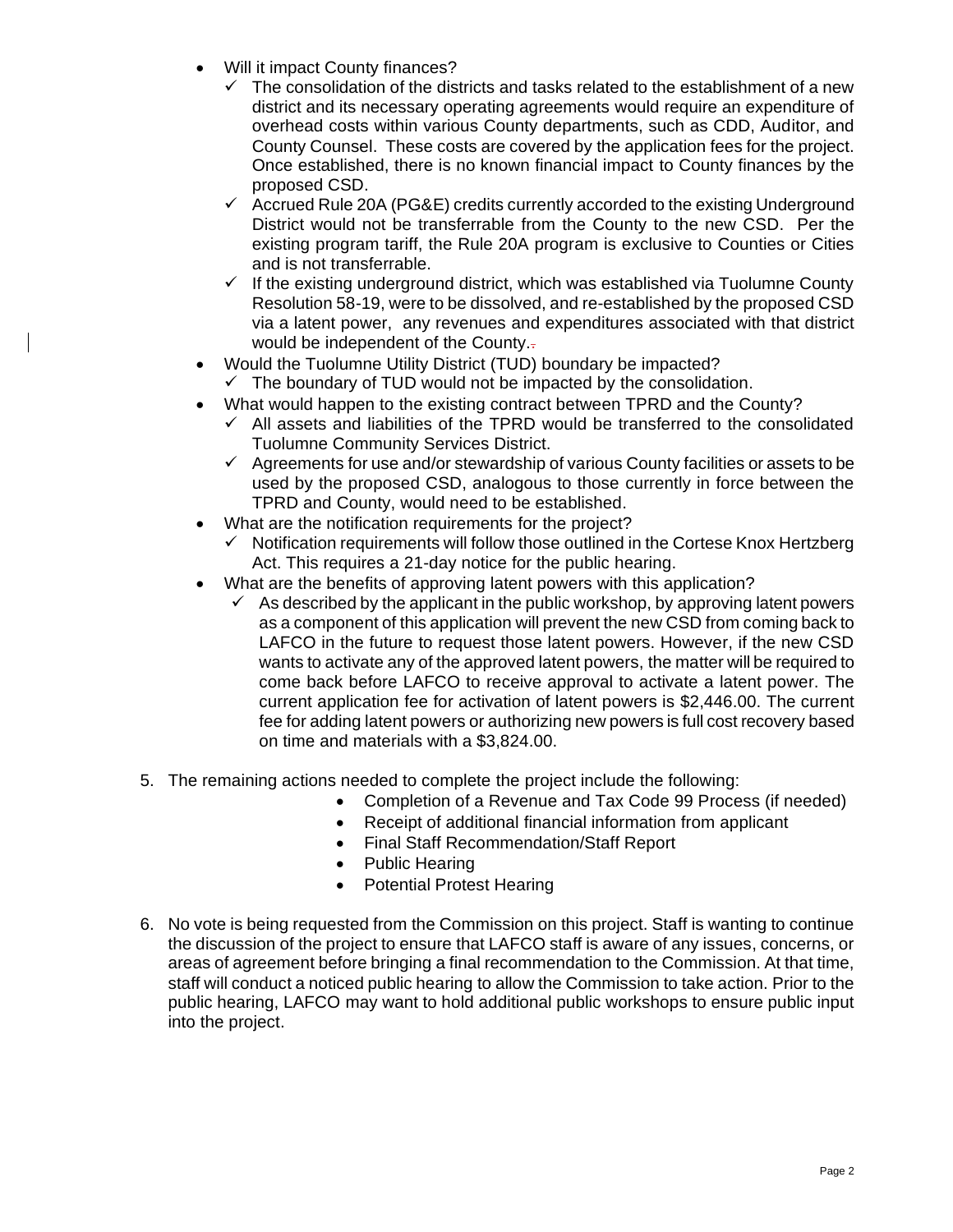- Will it impact County finances?
  - ✓ The consolidation of the districts and tasks related to the establishment of a new district and its necessary operating agreements would require an expenditure of overhead costs within various County departments, such as CDD, Auditor, and County Counsel. These costs are covered by the application fees for the project. Once established, there is no known financial impact to County finances by the proposed CSD.
  - ✓ Accrued Rule 20A (PG&E) credits currently accorded to the existing Underground District would not be transferrable from the County to the new CSD. Per the existing program tariff, the Rule 20A program is exclusive to Counties or Cities and is not transferrable.
  - ✓ If the existing underground district, which was established via Tuolumne County Resolution 58-19, were to be dissolved, and re-established by the proposed CSD via a latent power, any revenues and expenditures associated with that district would be independent of the County.
- Would the Tuolumne Utility District (TUD) boundary be impacted?
  - ✓ The boundary of TUD would not be impacted by the consolidation.
- What would happen to the existing contract between TPRD and the County?
  - ✓ All assets and liabilities of the TPRD would be transferred to the consolidated Tuolumne Community Services District.
  - ✓ Agreements for use and/or stewardship of various County facilities or assets to be used by the proposed CSD, analogous to those currently in force between the TPRD and County, would need to be established.
- What are the notification requirements for the project?
  - ✓ Notification requirements will follow those outlined in the Cortese Knox Hertzberg Act. This requires a 21-day notice for the public hearing.
- What are the benefits of approving latent powers with this application?
  - ✓ As described by the applicant in the public workshop, by approving latent powers as a component of this application will prevent the new CSD from coming back to LAFCO in the future to request those latent powers. However, if the new CSD wants to activate any of the approved latent powers, the matter will be required to come back before LAFCO to receive approval to activate a latent power. The current application fee for activation of latent powers is $2,446.00. The current fee for adding latent powers or authorizing new powers is full cost recovery based on time and materials with a $3,824.00.

5. The remaining actions needed to complete the project include the following:
   - Completion of a Revenue and Tax Code 99 Process (if needed)
   - Receipt of additional financial information from applicant
   - Final Staff Recommendation/Staff Report
   - Public Hearing
   - Potential Protest Hearing

6. No vote is being requested from the Commission on this project. Staff is wanting to continue the discussion of the project to ensure that LAFCO staff is aware of any issues, concerns, or areas of agreement before bringing a final recommendation to the Commission. At that time, staff will conduct a noticed public hearing to allow the Commission to take action. Prior to the public hearing, LAFCO may want to hold additional public workshops to ensure public input into the project.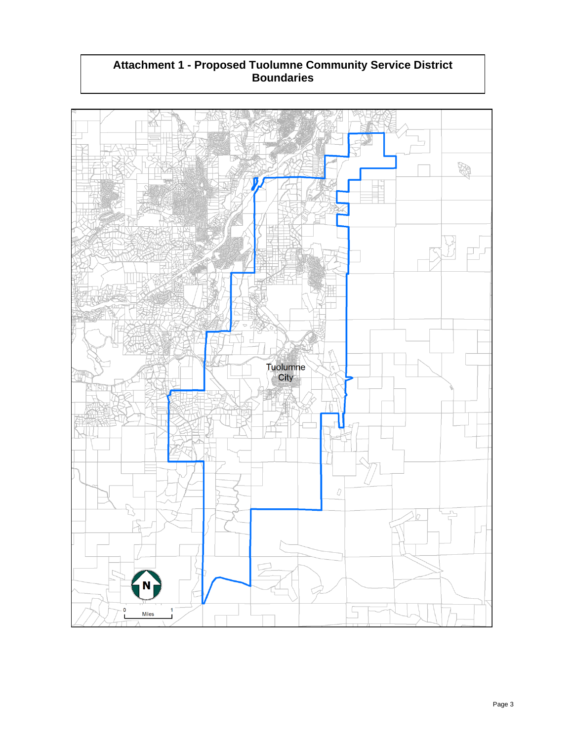# Attachment 1 - Proposed Tuolumne Community Service District Boundaries

Tuolumne City

N

0 Miles 1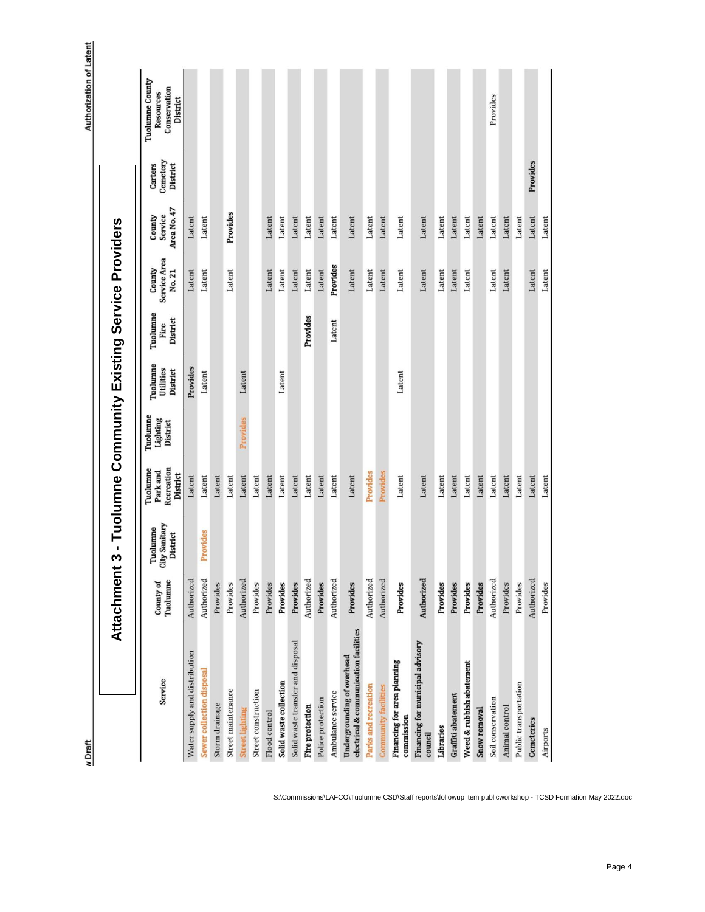# Attachment 3 - Tuolumne Community Existing Service Providers

| Service | County of Tuolumne | Tuolumne City Sanitary District | Tuolumne Park and Recreation District | Tuolumne Lighting District | Tuolumne Utilities District | Tuolumne Fire District | County Service Area No. 21 | County Service Area No. 47 | Carters Cemetery District | Tuolumne County Resources Conservation District |
|---|---|---|---|---|---|---|---|---|---|---|
| Water supply and distribution | Authorized | | Latent | | **Provides** | | Latent | Latent | | |
| Sewer collection disposal | Authorized | Provides | Latent | | Latent | | Latent | Latent | | |
| Storm drainage | Provides | | Latent | | | | | | | |
| Street maintenance | Provides | | Latent | | | | | | | |
| Street lighting | Authorized | | Latent | Provides | Latent | | Latent | **Provides** | | |
| Street construction | Provides | | Latent | | | | | | | |
| Flood control | Provides | | Latent | | | | Latent | Latent | | |
| **Solid waste collection** | **Provides** | | Latent | | Latent | | Latent | Latent | | |
| Solid waste transfer and disposal | **Provides** | | Latent | | | | Latent | Latent | | |
| **Fire protection** | Authorized | | Latent | | | **Provides** | Latent | Latent | | |
| Police protection | **Provides** | | Latent | | | | Latent | Latent | | |
| Ambulance service | Authorized | | Latent | | | Latent | **Provides** | Latent | | |
| **Undergrounding of overhead electrical & communication facilities** | **Provides** | | Latent | | | | Latent | Latent | | |
| Parks and recreation | Authorized | | Provides | | | | Latent | Latent | | |
| Community facilities | Authorized | | Provides | | | | Latent | Latent | | |
| **Financing for area planning commission** | **Provides** | | Latent | | Latent | | Latent | Latent | | |
| **Financing for municipal advisory council** | **Authorized** | | Latent | | | | Latent | Latent | | |
| Libraries | **Provides** | | Latent | | | | Latent | Latent | | |
| **Graffiti abatement** | **Provides** | | Latent | | | | Latent | Latent | | |
| **Weed & rubbish abatement** | **Provides** | | Latent | | | | Latent | Latent | | |
| **Snow removal** | **Provides** | | Latent | | | | | Latent | | |
| Soil conservation | Authorized | | Latent | | | | Latent | Latent | | Provides |
| Animal control | Provides | | Latent | | | | Latent | Latent | | |
| Public transportation | Provides | | Latent | | | | | Latent | | |
| **Cemeteries** | Authorized | | Latent | | | | Latent | Latent | **Provides** | |
| Airports | Provides | | Latent | | | | Latent | Latent | | |